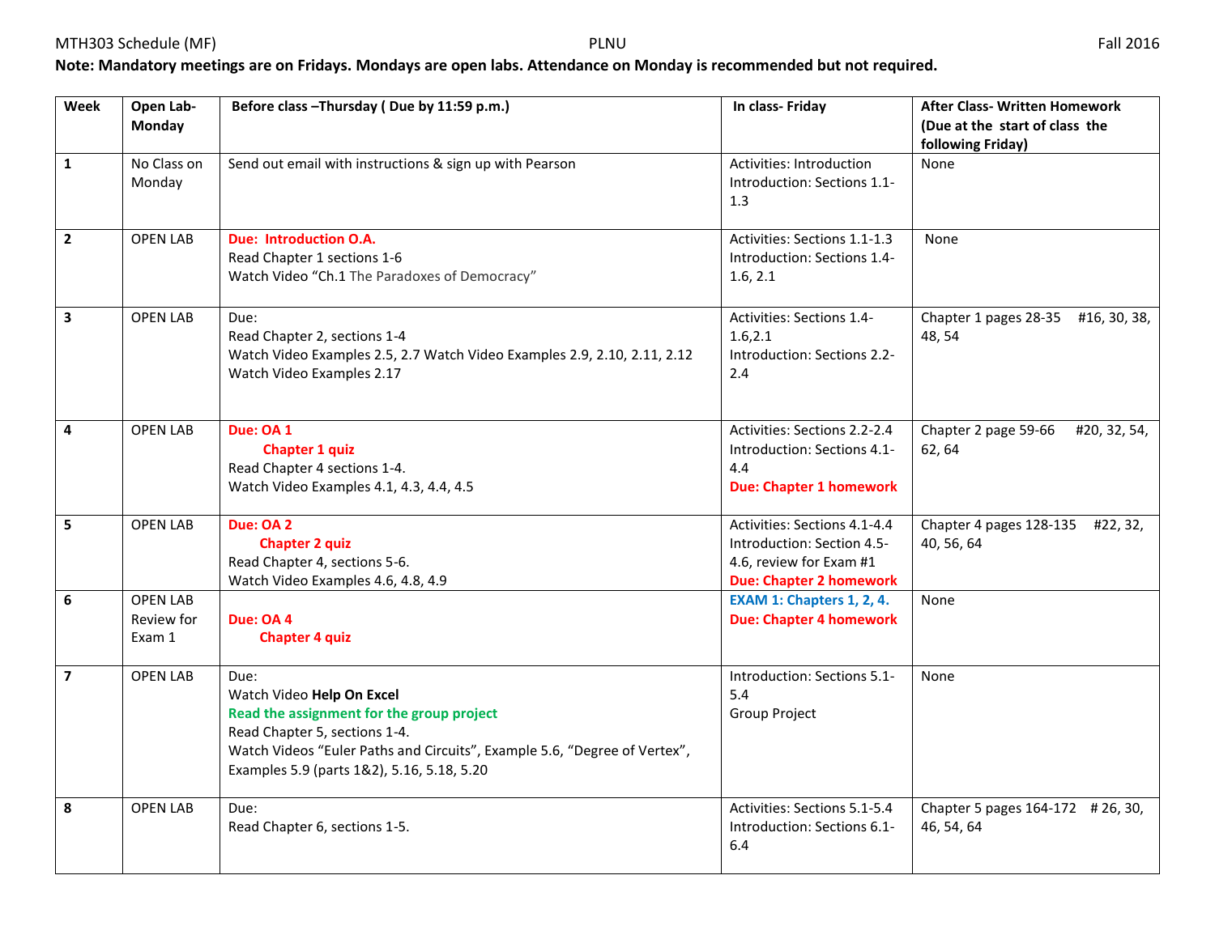MTH303 Schedule (MF) PLNU Fall 2016

**Note: Mandatory meetings are on Fridays. Mondays are open labs. Attendance on Monday is recommended but not required.**

| **Week** | **Open Lab-Monday** | **Before class –Thursday ( Due by 11:59 p.m.)** | **In class- Friday** | **After Class- Written Homework (Due at the start of class the following Friday)** |
|---|---|---|---|---|
| **1** | No Class on Monday | Send out email with instructions & sign up with Pearson | Activities: Introduction<br>Introduction: Sections 1.1-1.3 | None |
| **2** | OPEN LAB | **Due: Introduction O.A.**<br>Read Chapter 1 sections 1-6<br>Watch Video "Ch.1 The Paradoxes of Democracy" | Activities: Sections 1.1-1.3<br>Introduction: Sections 1.4-1.6, 2.1 | None |
| **3** | OPEN LAB | Due:<br>Read Chapter 2, sections 1-4<br>Watch Video Examples 2.5, 2.7 Watch Video Examples 2.9, 2.10, 2.11, 2.12<br>Watch Video Examples 2.17 | Activities: Sections 1.4-1.6,2.1<br>Introduction: Sections 2.2-2.4 | Chapter 1 pages 28-35 #16, 30, 38, 48, 54 |
| **4** | OPEN LAB | **Due: OA 1**<br>**Chapter 1 quiz**<br>Read Chapter 4 sections 1-4.<br>Watch Video Examples 4.1, 4.3, 4.4, 4.5 | Activities: Sections 2.2-2.4<br>Introduction: Sections 4.1-4.4<br>**Due: Chapter 1 homework** | Chapter 2 page 59-66 #20, 32, 54, 62, 64 |
| **5** | OPEN LAB | **Due: OA 2**<br>**Chapter 2 quiz**<br>Read Chapter 4, sections 5-6.<br>Watch Video Examples 4.6, 4.8, 4.9 | Activities: Sections 4.1-4.4<br>Introduction: Section 4.5-4.6, review for Exam #1<br>**Due: Chapter 2 homework** | Chapter 4 pages 128-135 #22, 32, 40, 56, 64 |
| **6** | OPEN LAB<br>Review for Exam 1 | **Due: OA 4**<br>**Chapter 4 quiz** | **EXAM 1: Chapters 1, 2, 4.**<br>**Due: Chapter 4 homework** | None |
| **7** | OPEN LAB | Due:<br>Watch Video **Help On Excel**<br>**Read the assignment for the group project**<br>Read Chapter 5, sections 1-4.<br>Watch Videos "Euler Paths and Circuits", Example 5.6, "Degree of Vertex", Examples 5.9 (parts 1&2), 5.16, 5.18, 5.20 | Introduction: Sections 5.1-5.4<br>Group Project | None |
| **8** | OPEN LAB | Due:<br>Read Chapter 6, sections 1-5. | Activities: Sections 5.1-5.4<br>Introduction: Sections 6.1-6.4 | Chapter 5 pages 164-172 # 26, 30, 46, 54, 64 |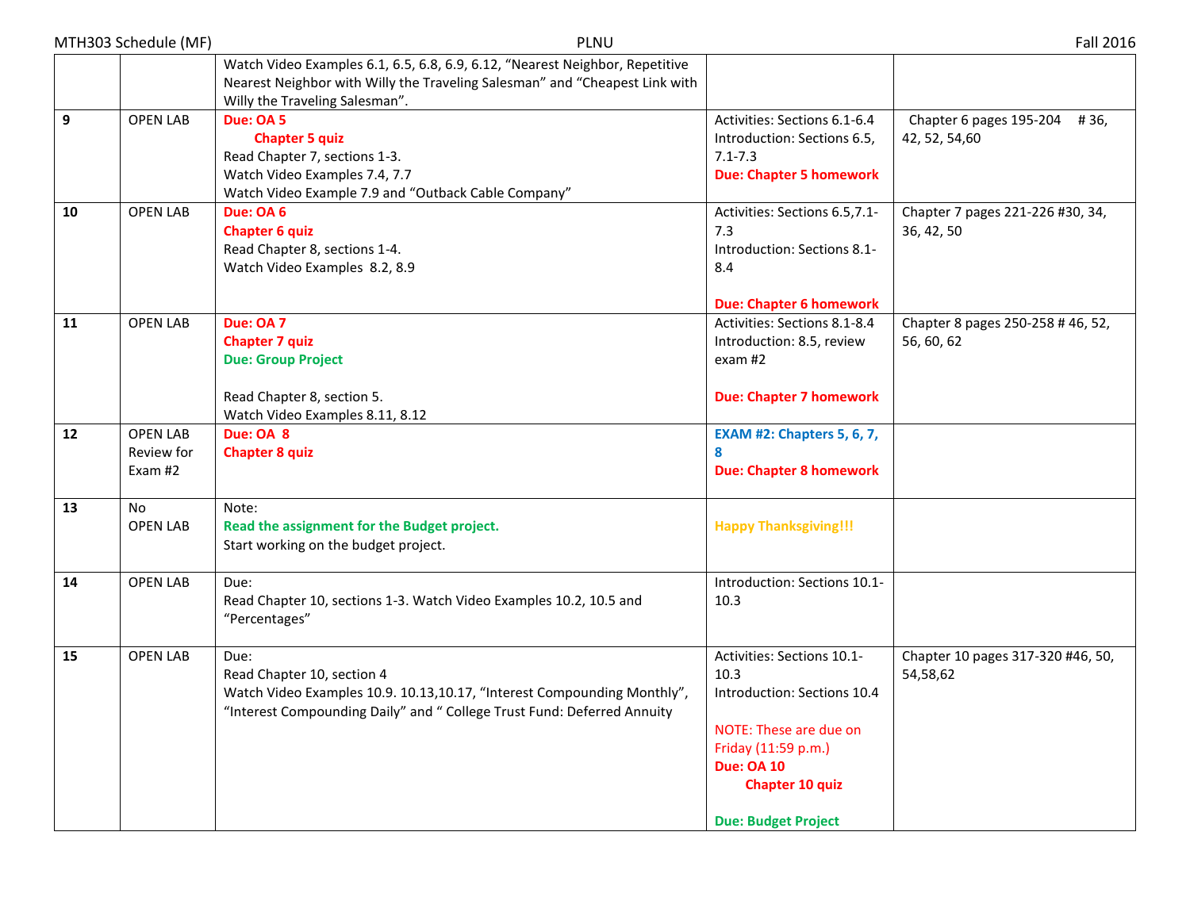| | | | | |
|---|---|---|---|---|
| | | Watch Video Examples 6.1, 6.5, 6.8, 6.9, 6.12, "Nearest Neighbor, Repetitive Nearest Neighbor with Willy the Traveling Salesman" and "Cheapest Link with Willy the Traveling Salesman". | | |
| **9** | OPEN LAB | **Due: OA 5**<br>**Chapter 5 quiz**<br>Read Chapter 7, sections 1-3.<br>Watch Video Examples 7.4, 7.7<br>Watch Video Example 7.9 and "Outback Cable Company" | Activities: Sections 6.1-6.4<br>Introduction: Sections 6.5, 7.1-7.3<br>**Due: Chapter 5 homework** | Chapter 6 pages 195-204 # 36, 42, 52, 54,60 |
| **10** | OPEN LAB | **Due: OA 6**<br>**Chapter 6 quiz**<br>Read Chapter 8, sections 1-4.<br>Watch Video Examples 8.2, 8.9 | Activities: Sections 6.5,7.1-7.3<br>Introduction: Sections 8.1-8.4<br><br>**Due: Chapter 6 homework** | Chapter 7 pages 221-226 #30, 34, 36, 42, 50 |
| **11** | OPEN LAB | **Due: OA 7**<br>**Chapter 7 quiz**<br>**Due: Group Project**<br><br>Read Chapter 8, section 5.<br>Watch Video Examples 8.11, 8.12 | Activities: Sections 8.1-8.4<br>Introduction: 8.5, review exam #2<br><br>**Due: Chapter 7 homework** | Chapter 8 pages 250-258 # 46, 52, 56, 60, 62 |
| **12** | OPEN LAB<br>Review for Exam #2 | **Due: OA 8**<br>**Chapter 8 quiz** | **EXAM #2: Chapters 5, 6, 7, 8**<br>**Due: Chapter 8 homework** | |
| **13** | No<br>OPEN LAB | Note:<br>**Read the assignment for the Budget project.**<br>Start working on the budget project. | **Happy Thanksgiving!!!** | |
| **14** | OPEN LAB | Due:<br>Read Chapter 10, sections 1-3. Watch Video Examples 10.2, 10.5 and "Percentages" | Introduction: Sections 10.1-10.3 | |
| **15** | OPEN LAB | Due:<br>Read Chapter 10, section 4<br>Watch Video Examples 10.9. 10.13,10.17, "Interest Compounding Monthly", "Interest Compounding Daily" and " College Trust Fund: Deferred Annuity | Activities: Sections 10.1-10.3<br>Introduction: Sections 10.4<br><br>NOTE: These are due on Friday (11:59 p.m.)<br>**Due: OA 10**<br>**Chapter 10 quiz**<br><br>**Due: Budget Project** | Chapter 10 pages 317-320 #46, 50, 54,58,62 |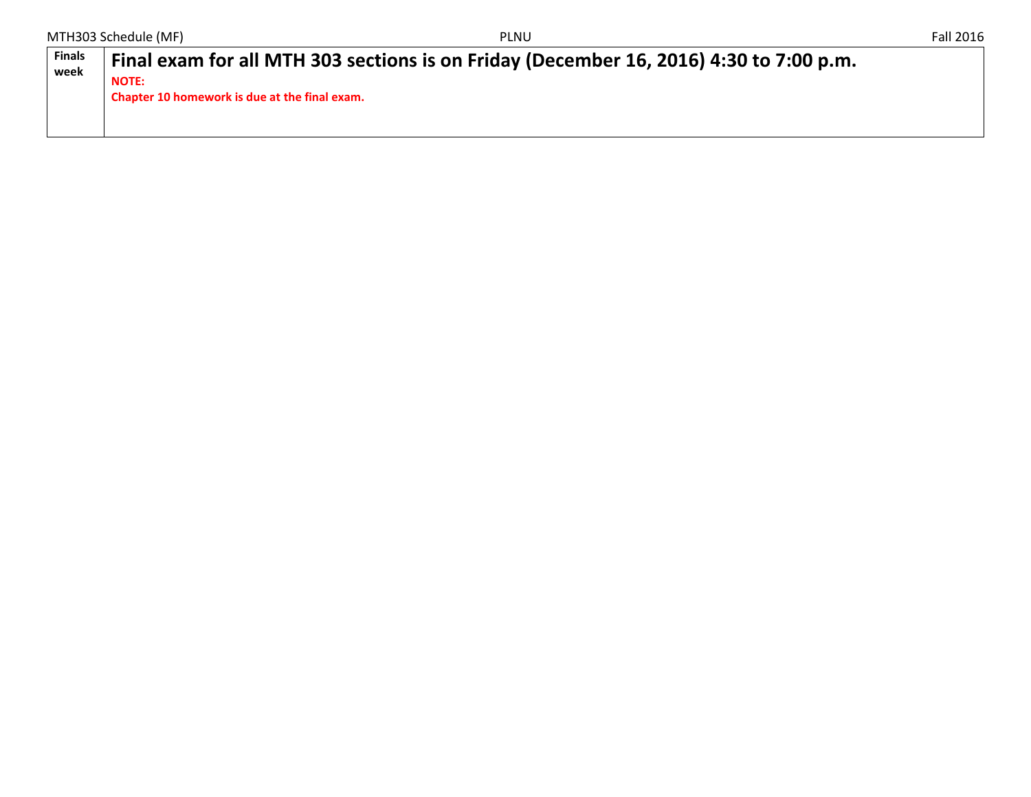| | |
|---|---|
| **Finals week** | **Final exam for all MTH 303 sections is on Friday (December 16, 2016) 4:30 to 7:00 p.m.**<br>**NOTE:**<br>**Chapter 10 homework is due at the final exam.** |